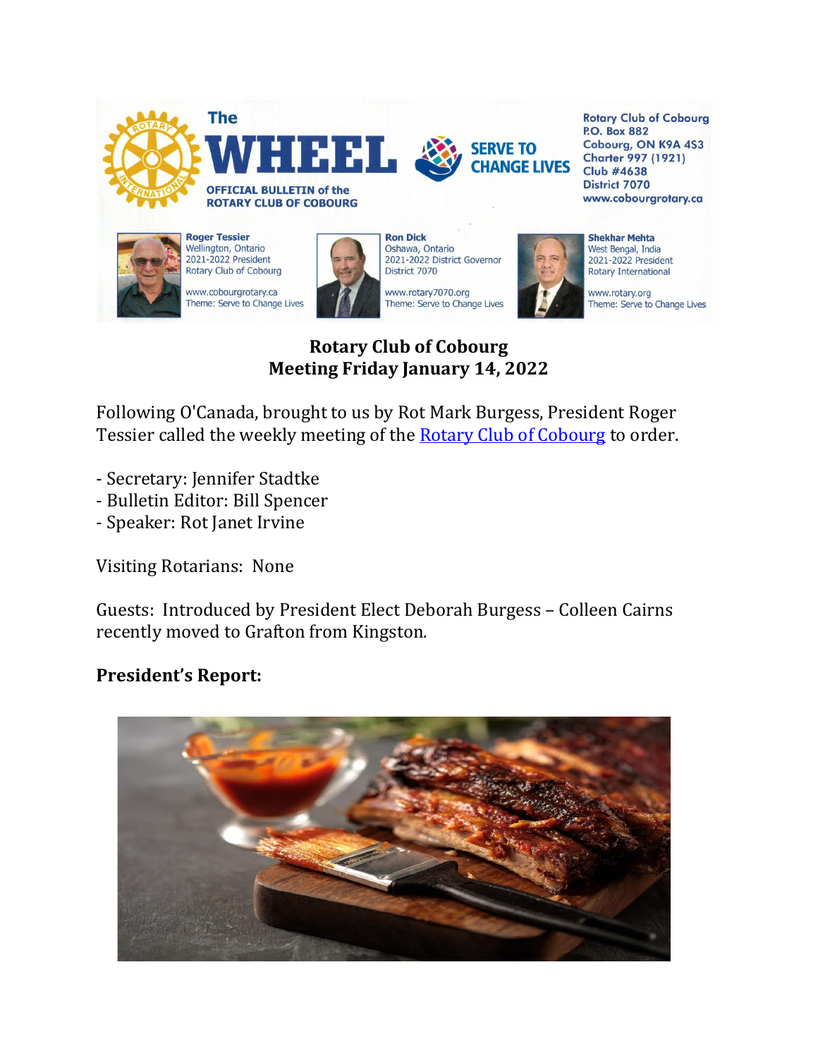The **WHEEL**

OFFICIAL BULLETIN of the ROTARY CLUB OF COBOURG

SERVE TO CHANGE LIVES

Rotary Club of Cobourg
P.O. Box 882
Cobourg, ON K9A 4S3
Charter 997 (1921)
Club #4638
District 7070
www.cobourgrotary.ca

**Roger Tessier**
Wellington, Ontario
2021-2022 President
Rotary Club of Cobourg
www.cobourgrotary.ca
Theme: Serve to Change Lives

**Ron Dick**
Oshawa, Ontario
2021-2022 District Governor
District 7070
www.rotary7070.org
Theme: Serve to Change Lives

**Shekhar Mehta**
West Bengal, India
2021-2022 President
Rotary International
www.rotary.org
Theme: Serve to Change Lives

## Rotary Club of Cobourg
## Meeting Friday January 14, 2022

Following O'Canada, brought to us by Rot Mark Burgess, President Roger Tessier called the weekly meeting of the Rotary Club of Cobourg to order.

- Secretary: Jennifer Stadtke
- Bulletin Editor: Bill Spencer
- Speaker: Rot Janet Irvine

Visiting Rotarians: None

Guests: Introduced by President Elect Deborah Burgess – Colleen Cairns recently moved to Grafton from Kingston.

### President's Report: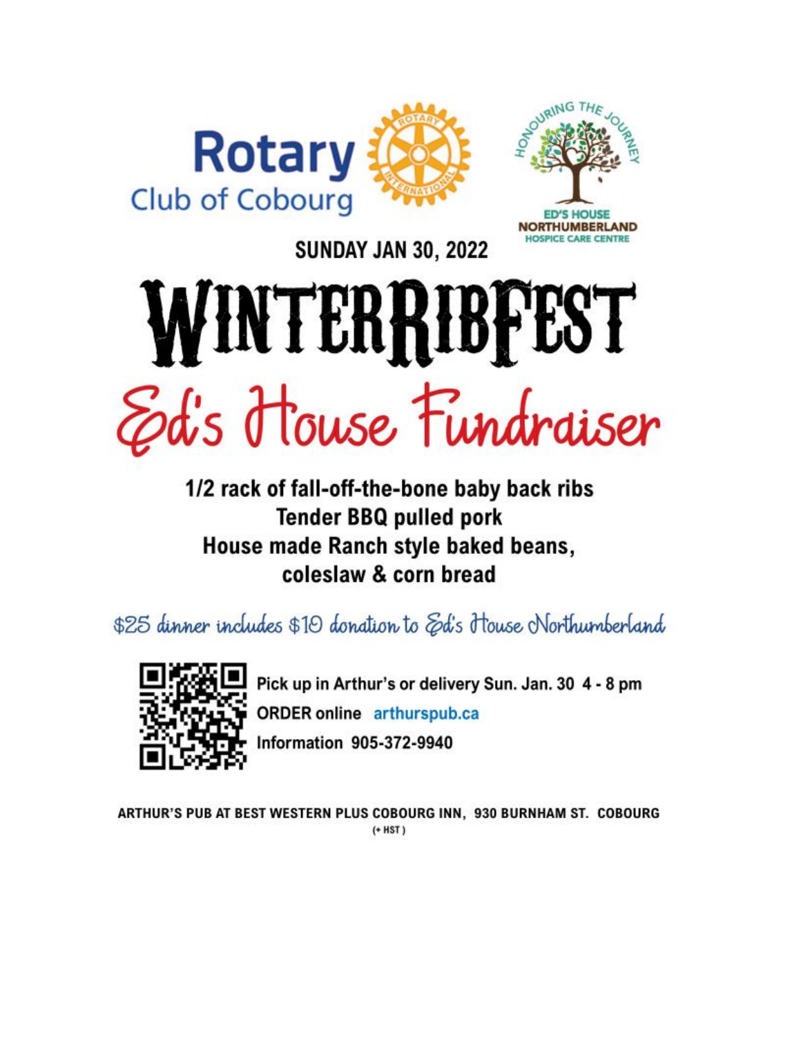Rotary Club of Cobourg

HONOURING THE JOURNEY

ED'S HOUSE NORTHUMBERLAND HOSPICE CARE CENTRE

**SUNDAY JAN 30, 2022**

# WINTERRIBFEST

## Ed's House Fundraiser

**1/2 rack of fall-off-the-bone baby back ribs**
**Tender BBQ pulled pork**
**House made Ranch style baked beans, coleslaw & corn bread**

$25 dinner includes $10 donation to Ed's House Northumberland

**Pick up in Arthur's or delivery Sun. Jan. 30 4 - 8 pm**
**ORDER online** arthurspub.ca
**Information 905-372-9940**

**ARTHUR'S PUB AT BEST WESTERN PLUS COBOURG INN, 930 BURNHAM ST. COBOURG**

(+ HST)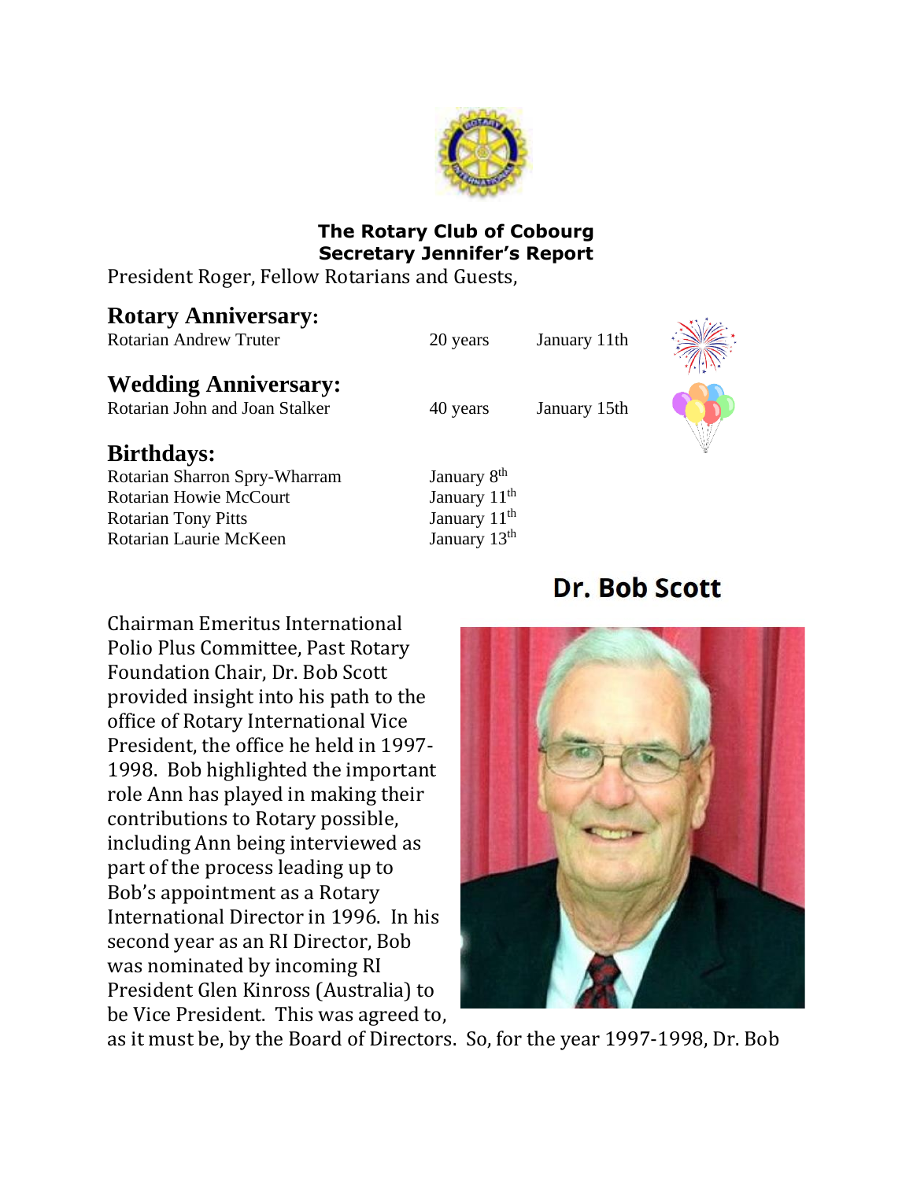**The Rotary Club of Cobourg**
**Secretary Jennifer's Report**

President Roger, Fellow Rotarians and Guests,

## Rotary Anniversary:

| | | |
|---|---|---|
| Rotarian Andrew Truter | 20 years | January 11th |

## Wedding Anniversary:

| | | |
|---|---|---|
| Rotarian John and Joan Stalker | 40 years | January 15th |

## Birthdays:

| | |
|---|---|
| Rotarian Sharron Spry-Wharram | January 8th |
| Rotarian Howie McCourt | January 11th |
| Rotarian Tony Pitts | January 11th |
| Rotarian Laurie McKeen | January 13th |

## Dr. Bob Scott

Chairman Emeritus International Polio Plus Committee, Past Rotary Foundation Chair, Dr. Bob Scott provided insight into his path to the office of Rotary International Vice President, the office he held in 1997-1998. Bob highlighted the important role Ann has played in making their contributions to Rotary possible, including Ann being interviewed as part of the process leading up to Bob's appointment as a Rotary International Director in 1996. In his second year as an RI Director, Bob was nominated by incoming RI President Glen Kinross (Australia) to be Vice President. This was agreed to, as it must be, by the Board of Directors. So, for the year 1997-1998, Dr. Bob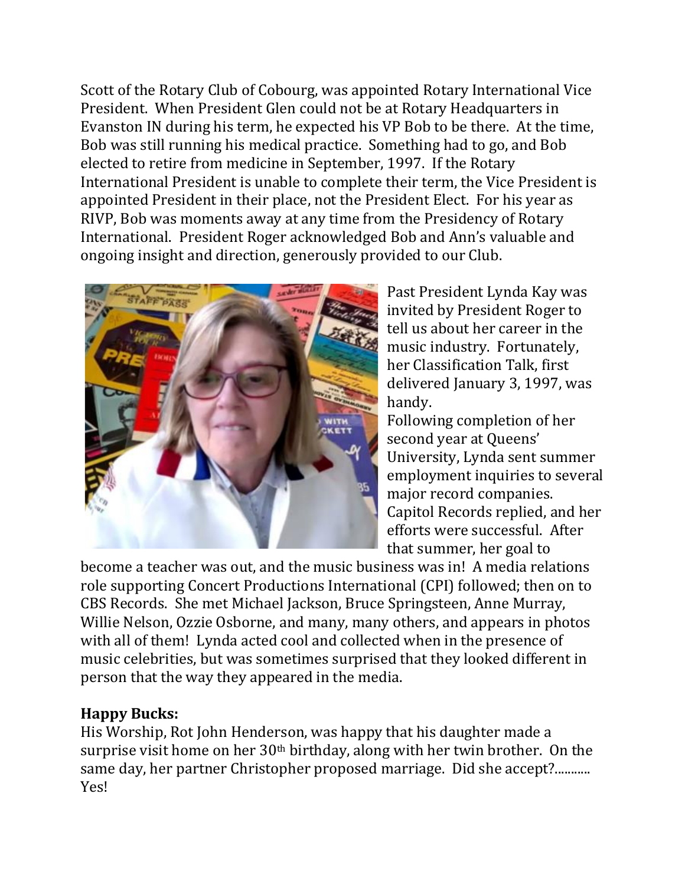Scott of the Rotary Club of Cobourg, was appointed Rotary International Vice President. When President Glen could not be at Rotary Headquarters in Evanston IN during his term, he expected his VP Bob to be there. At the time, Bob was still running his medical practice. Something had to go, and Bob elected to retire from medicine in September, 1997. If the Rotary International President is unable to complete their term, the Vice President is appointed President in their place, not the President Elect. For his year as RIVP, Bob was moments away at any time from the Presidency of Rotary International. President Roger acknowledged Bob and Ann's valuable and ongoing insight and direction, generously provided to our Club.

Past President Lynda Kay was invited by President Roger to tell us about her career in the music industry. Fortunately, her Classification Talk, first delivered January 3, 1997, was handy.

Following completion of her second year at Queens' University, Lynda sent summer employment inquiries to several major record companies. Capitol Records replied, and her efforts were successful. After that summer, her goal to become a teacher was out, and the music business was in! A media relations role supporting Concert Productions International (CPI) followed; then on to CBS Records. She met Michael Jackson, Bruce Springsteen, Anne Murray, Willie Nelson, Ozzie Osborne, and many, many others, and appears in photos with all of them! Lynda acted cool and collected when in the presence of music celebrities, but was sometimes surprised that they looked different in person that the way they appeared in the media.

**Happy Bucks:**

His Worship, Rot John Henderson, was happy that his daughter made a surprise visit home on her 30th birthday, along with her twin brother. On the same day, her partner Christopher proposed marriage. Did she accept?........... Yes!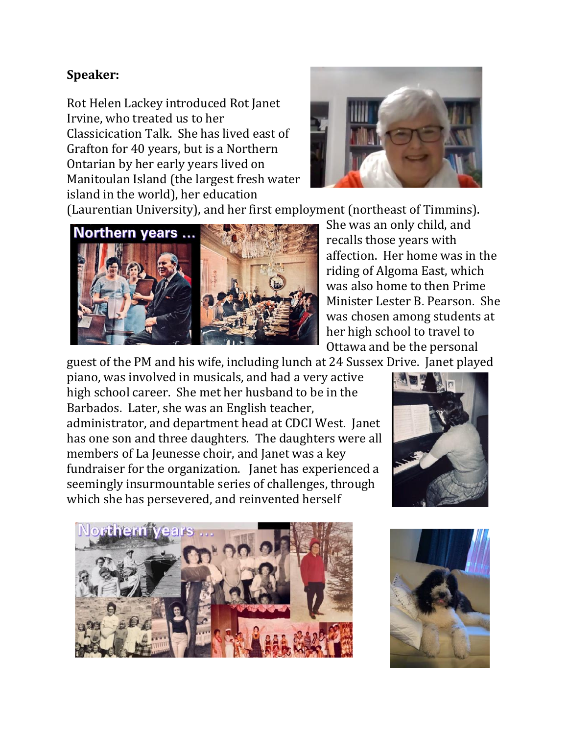**Speaker:**

Rot Helen Lackey introduced Rot Janet Irvine, who treated us to her Classicication Talk. She has lived east of Grafton for 40 years, but is a Northern Ontarian by her early years lived on Manitoulan Island (the largest fresh water island in the world), her education (Laurentian University), and her first employment (northeast of Timmins). She was an only child, and recalls those years with affection. Her home was in the riding of Algoma East, which was also home to then Prime Minister Lester B. Pearson. She was chosen among students at her high school to travel to Ottawa and be the personal guest of the PM and his wife, including lunch at 24 Sussex Drive. Janet played piano, was involved in musicals, and had a very active high school career. She met her husband to be in the Barbados. Later, she was an English teacher, administrator, and department head at CDCI West. Janet has one son and three daughters. The daughters were all members of La Jeunesse choir, and Janet was a key fundraiser for the organization. Janet has experienced a seemingly insurmountable series of challenges, through which she has persevered, and reinvented herself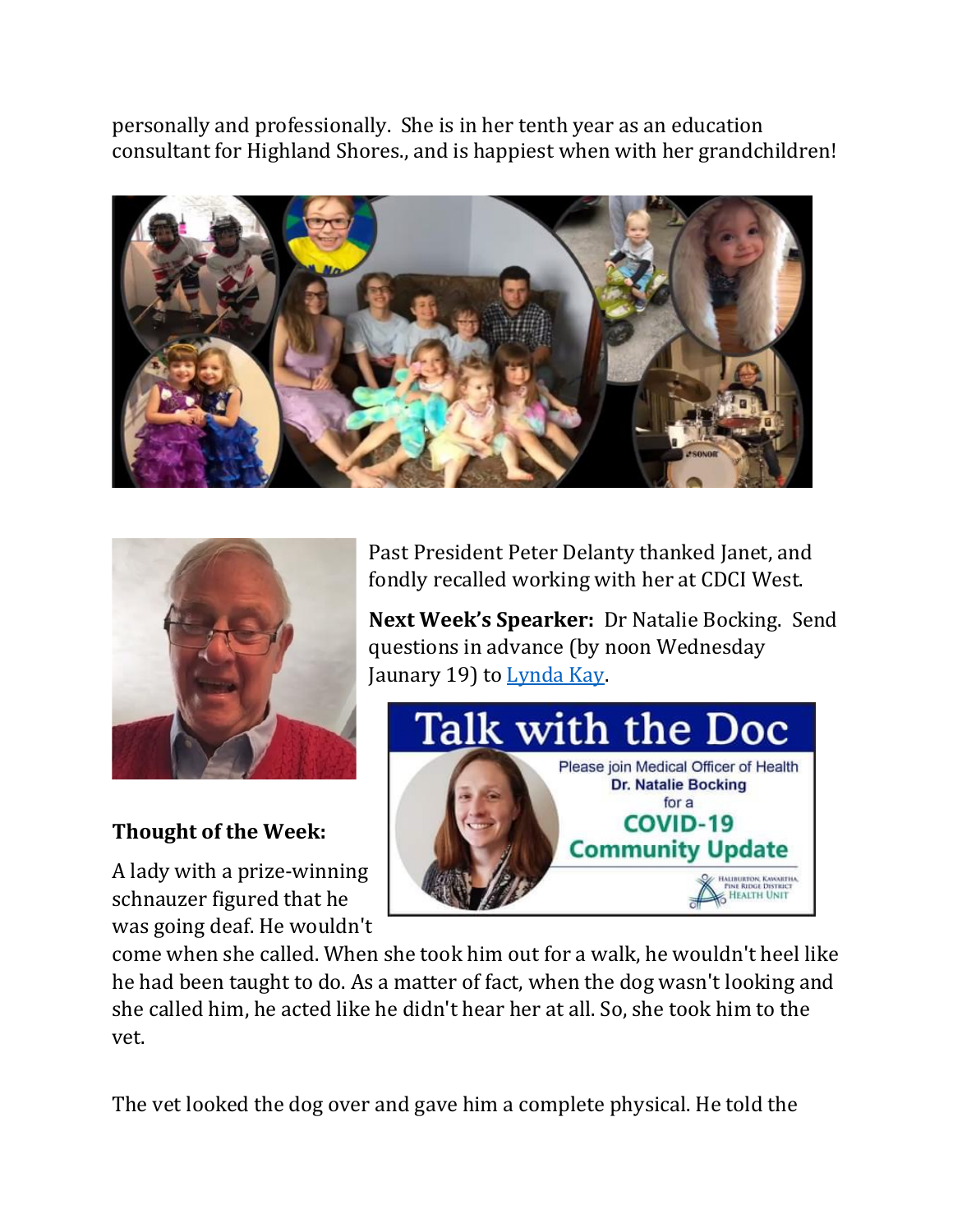personally and professionally. She is in her tenth year as an education consultant for Highland Shores., and is happiest when with her grandchildren!

Past President Peter Delanty thanked Janet, and fondly recalled working with her at CDCI West.

**Next Week's Spearker:** Dr Natalie Bocking. Send questions in advance (by noon Wednesday Jaunary 19) to [Lynda Kay](#).

**Thought of the Week:**

A lady with a prize-winning schnauzer figured that he was going deaf. He wouldn't come when she called. When she took him out for a walk, he wouldn't heel like he had been taught to do. As a matter of fact, when the dog wasn't looking and she called him, he acted like he didn't hear her at all. So, she took him to the vet.

The vet looked the dog over and gave him a complete physical. He told the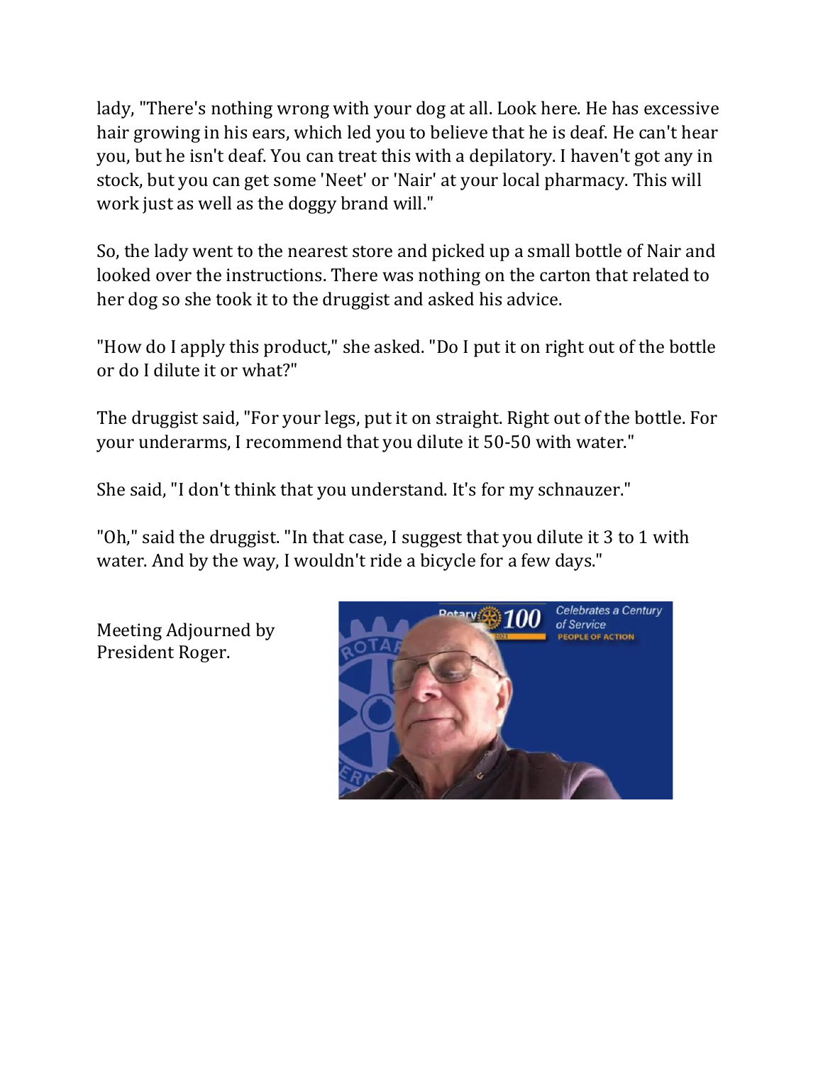lady, "There's nothing wrong with your dog at all. Look here. He has excessive hair growing in his ears, which led you to believe that he is deaf. He can't hear you, but he isn't deaf. You can treat this with a depilatory. I haven't got any in stock, but you can get some 'Neet' or 'Nair' at your local pharmacy. This will work just as well as the doggy brand will."

So, the lady went to the nearest store and picked up a small bottle of Nair and looked over the instructions. There was nothing on the carton that related to her dog so she took it to the druggist and asked his advice.

"How do I apply this product," she asked. "Do I put it on right out of the bottle or do I dilute it or what?"

The druggist said, "For your legs, put it on straight. Right out of the bottle. For your underarms, I recommend that you dilute it 50-50 with water."

She said, "I don't think that you understand. It's for my schnauzer."

"Oh," said the druggist. "In that case, I suggest that you dilute it 3 to 1 with water. And by the way, I wouldn't ride a bicycle for a few days."

Meeting Adjourned by President Roger.